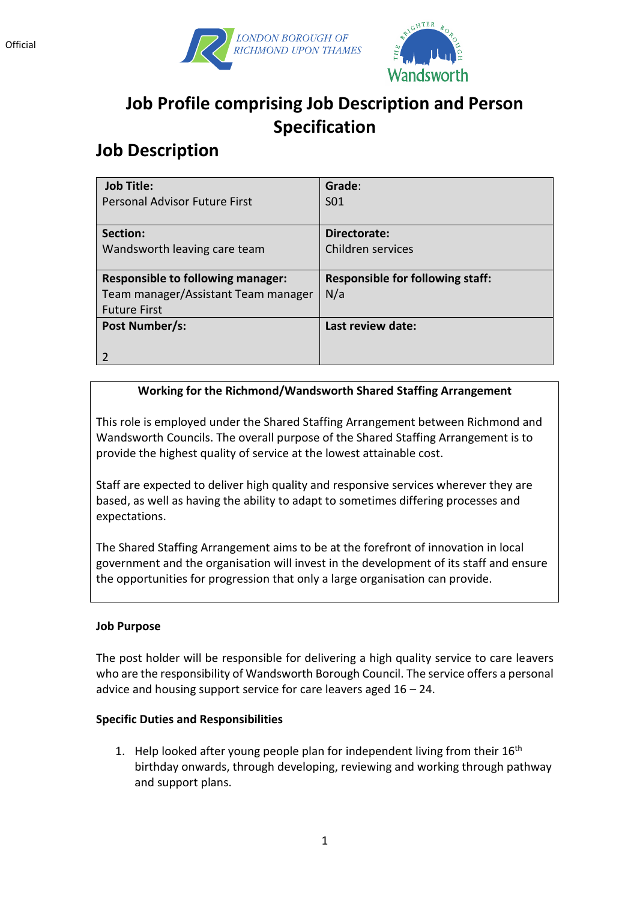Official

# Job Profile comprising Job Description and Person Specification

## Job Description

| **Job Title:** Personal Advisor Future First | **Grade:** S01 |
|---|---|
| **Section:** Wandsworth leaving care team | **Directorate:** Children services |
| **Responsible to following manager:** Team manager/Assistant Team manager Future First | **Responsible for following staff:** N/a |
| **Post Number/s:** 2 | **Last review date:** |

**Working for the Richmond/Wandsworth Shared Staffing Arrangement**

This role is employed under the Shared Staffing Arrangement between Richmond and Wandsworth Councils. The overall purpose of the Shared Staffing Arrangement is to provide the highest quality of service at the lowest attainable cost.

Staff are expected to deliver high quality and responsive services wherever they are based, as well as having the ability to adapt to sometimes differing processes and expectations.

The Shared Staffing Arrangement aims to be at the forefront of innovation in local government and the organisation will invest in the development of its staff and ensure the opportunities for progression that only a large organisation can provide.

**Job Purpose**

The post holder will be responsible for delivering a high quality service to care leavers who are the responsibility of Wandsworth Borough Council. The service offers a personal advice and housing support service for care leavers aged 16 – 24.

**Specific Duties and Responsibilities**

1. Help looked after young people plan for independent living from their 16th birthday onwards, through developing, reviewing and working through pathway and support plans.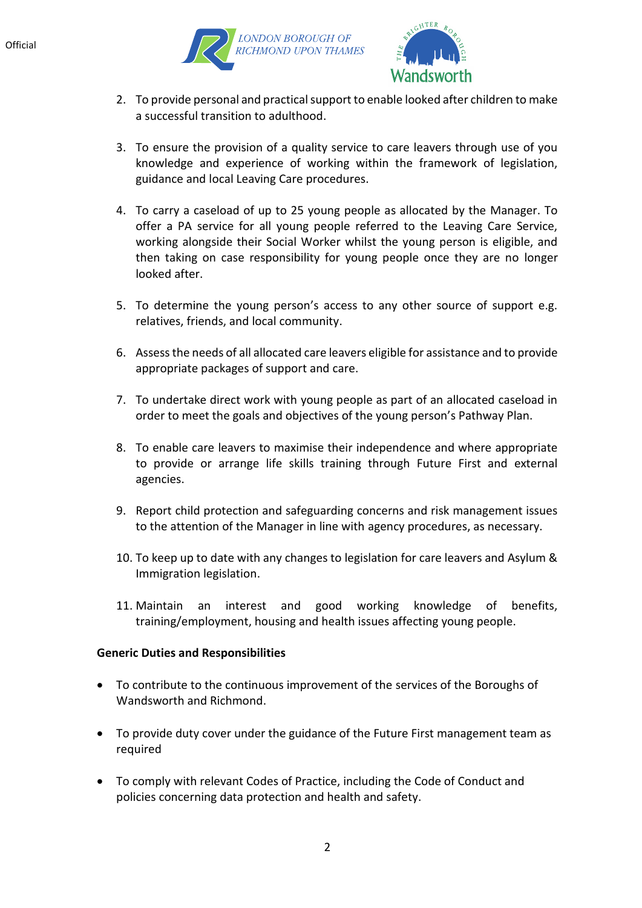2. To provide personal and practical support to enable looked after children to make a successful transition to adulthood.

3. To ensure the provision of a quality service to care leavers through use of you knowledge and experience of working within the framework of legislation, guidance and local Leaving Care procedures.

4. To carry a caseload of up to 25 young people as allocated by the Manager. To offer a PA service for all young people referred to the Leaving Care Service, working alongside their Social Worker whilst the young person is eligible, and then taking on case responsibility for young people once they are no longer looked after.

5. To determine the young person's access to any other source of support e.g. relatives, friends, and local community.

6. Assess the needs of all allocated care leavers eligible for assistance and to provide appropriate packages of support and care.

7. To undertake direct work with young people as part of an allocated caseload in order to meet the goals and objectives of the young person's Pathway Plan.

8. To enable care leavers to maximise their independence and where appropriate to provide or arrange life skills training through Future First and external agencies.

9. Report child protection and safeguarding concerns and risk management issues to the attention of the Manager in line with agency procedures, as necessary.

10. To keep up to date with any changes to legislation for care leavers and Asylum & Immigration legislation.

11. Maintain an interest and good working knowledge of benefits, training/employment, housing and health issues affecting young people.

**Generic Duties and Responsibilities**

- To contribute to the continuous improvement of the services of the Boroughs of Wandsworth and Richmond.

- To provide duty cover under the guidance of the Future First management team as required

- To comply with relevant Codes of Practice, including the Code of Conduct and policies concerning data protection and health and safety.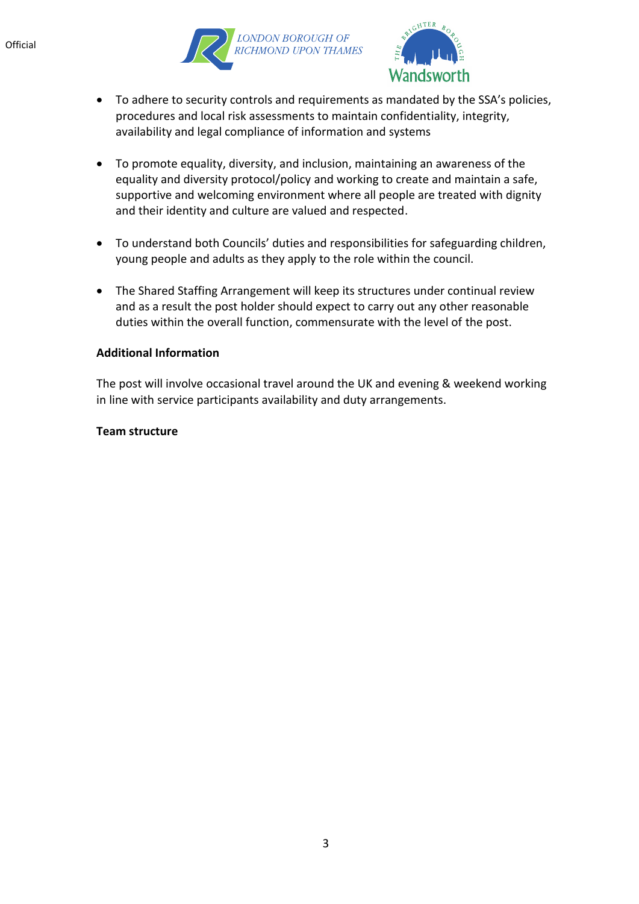- To adhere to security controls and requirements as mandated by the SSA's policies, procedures and local risk assessments to maintain confidentiality, integrity, availability and legal compliance of information and systems

- To promote equality, diversity, and inclusion, maintaining an awareness of the equality and diversity protocol/policy and working to create and maintain a safe, supportive and welcoming environment where all people are treated with dignity and their identity and culture are valued and respected.

- To understand both Councils' duties and responsibilities for safeguarding children, young people and adults as they apply to the role within the council.

- The Shared Staffing Arrangement will keep its structures under continual review and as a result the post holder should expect to carry out any other reasonable duties within the overall function, commensurate with the level of the post.

**Additional Information**

The post will involve occasional travel around the UK and evening & weekend working in line with service participants availability and duty arrangements.

**Team structure**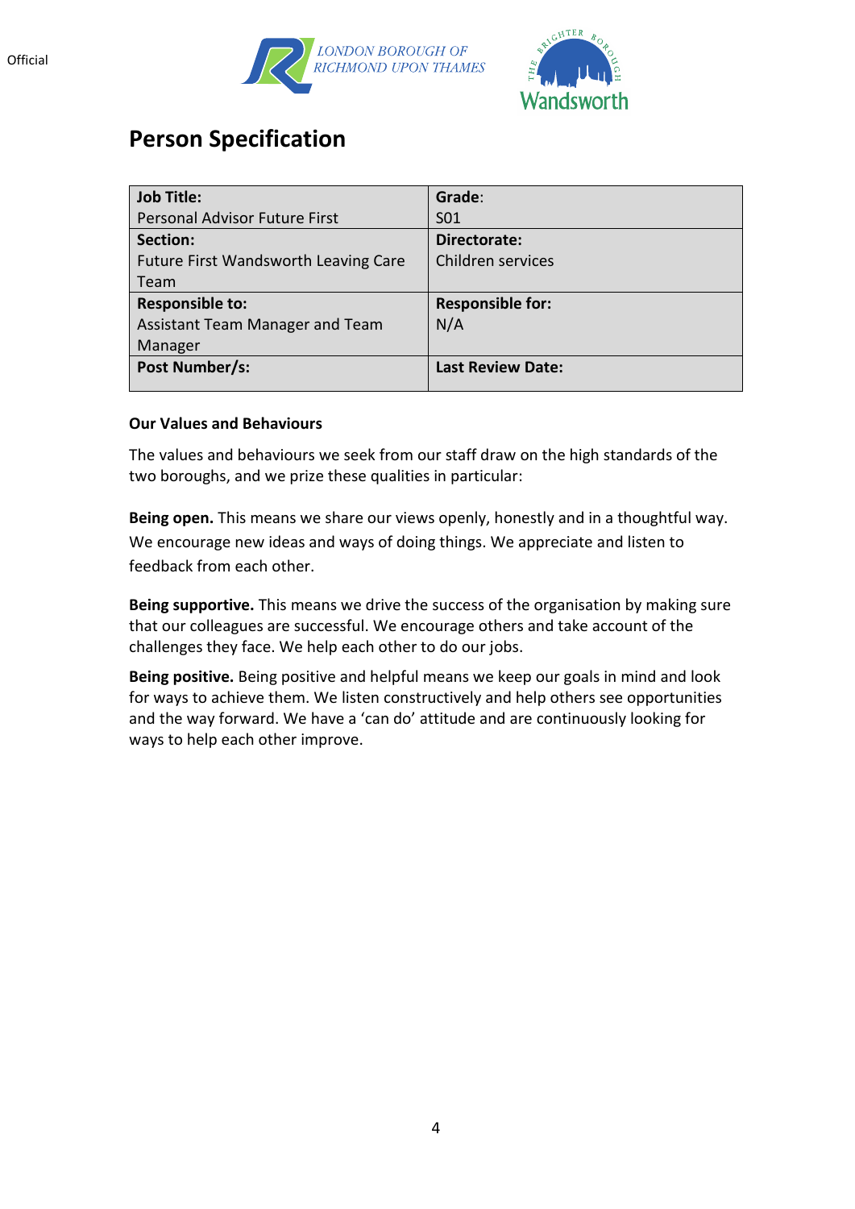# Person Specification

| **Job Title:** Personal Advisor Future First | **Grade**: S01 |
|---|---|
| **Section:** Future First Wandsworth Leaving Care Team | **Directorate:** Children services |
| **Responsible to:** Assistant Team Manager and Team Manager | **Responsible for:** N/A |
| **Post Number/s:** | **Last Review Date:** |

### Our Values and Behaviours

The values and behaviours we seek from our staff draw on the high standards of the two boroughs, and we prize these qualities in particular:

**Being open.** This means we share our views openly, honestly and in a thoughtful way. We encourage new ideas and ways of doing things. We appreciate and listen to feedback from each other.

**Being supportive.** This means we drive the success of the organisation by making sure that our colleagues are successful. We encourage others and take account of the challenges they face. We help each other to do our jobs.

**Being positive.** Being positive and helpful means we keep our goals in mind and look for ways to achieve them. We listen constructively and help others see opportunities and the way forward. We have a 'can do' attitude and are continuously looking for ways to help each other improve.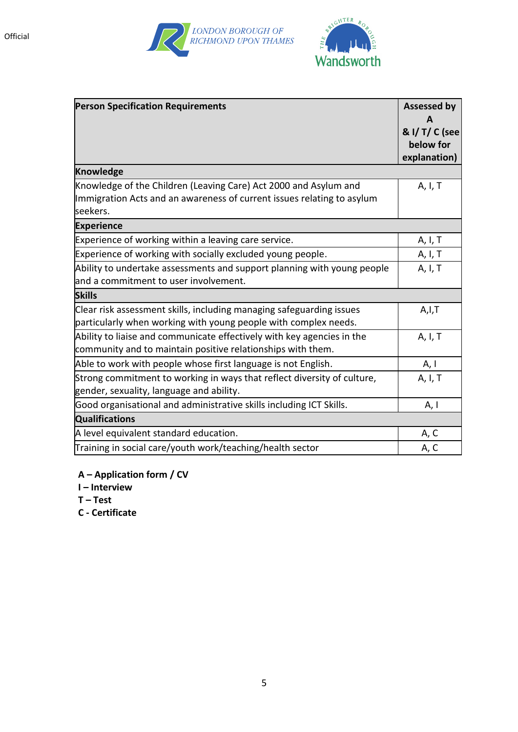Official

| Person Specification Requirements | Assessed by A & I/ T/ C (see below for explanation) |
|---|---|
| **Knowledge** | |
| Knowledge of the Children (Leaving Care) Act 2000 and Asylum and Immigration Acts and an awareness of current issues relating to asylum seekers. | A, I, T |
| **Experience** | |
| Experience of working within a leaving care service. | A, I, T |
| Experience of working with socially excluded young people. | A, I, T |
| Ability to undertake assessments and support planning with young people and a commitment to user involvement. | A, I, T |
| **Skills** | |
| Clear risk assessment skills, including managing safeguarding issues particularly when working with young people with complex needs. | A,I,T |
| Ability to liaise and communicate effectively with key agencies in the community and to maintain positive relationships with them. | A, I, T |
| Able to work with people whose first language is not English. | A, I |
| Strong commitment to working in ways that reflect diversity of culture, gender, sexuality, language and ability. | A, I, T |
| Good organisational and administrative skills including ICT Skills. | A, I |
| **Qualifications** | |
| A level equivalent standard education. | A, C |
| Training in social care/youth work/teaching/health sector | A, C |

**A – Application form / CV**
**I – Interview**
**T – Test**
**C - Certificate**